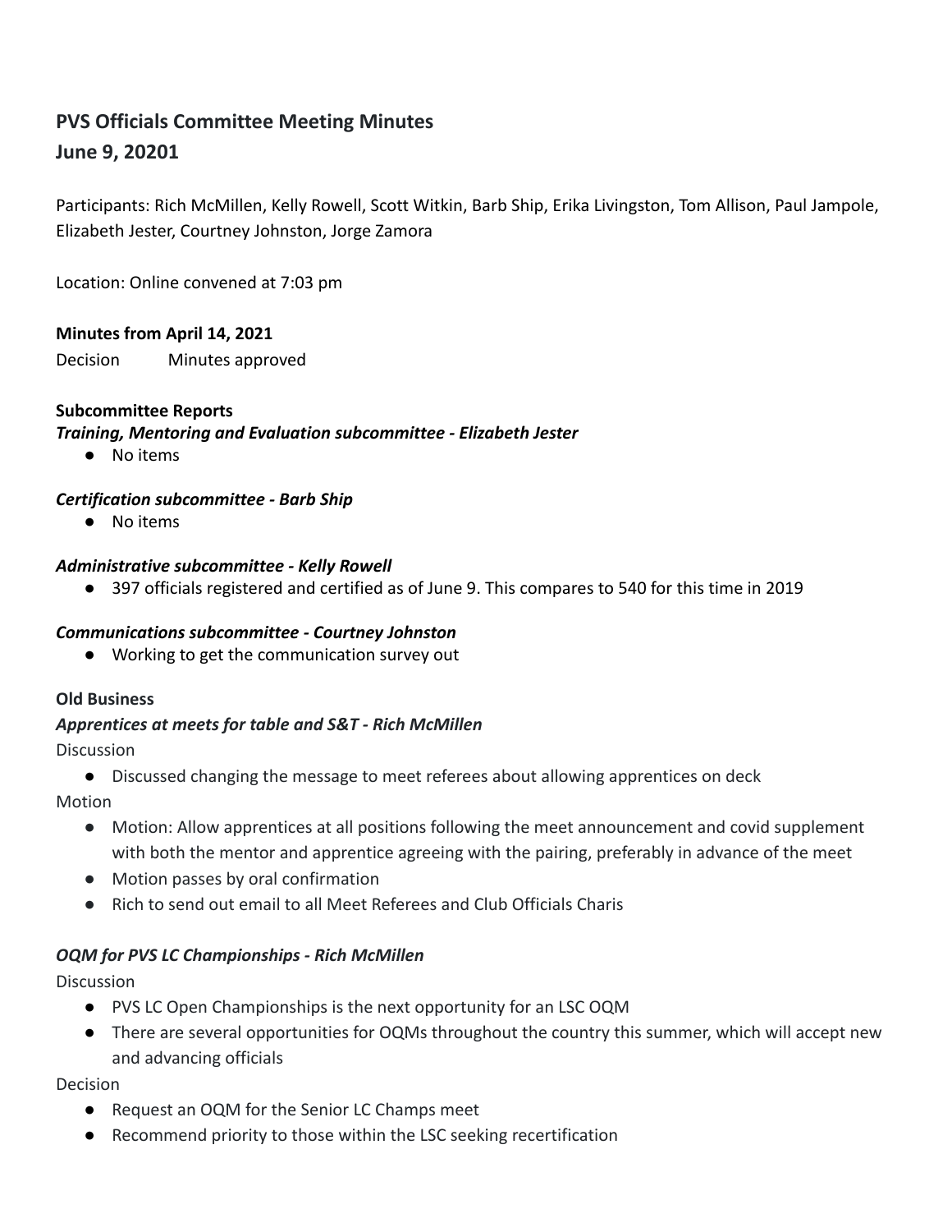# PVS Officials Committee Meeting Minutes

## June 9, 20201

Participants: Rich McMillen, Kelly Rowell, Scott Witkin, Barb Ship, Erika Livingston, Tom Allison, Paul Jampole, Elizabeth Jester, Courtney Johnston, Jorge Zamora

Location: Online convened at 7:03 pm

**Minutes from April 14, 2021**

Decision Minutes approved

**Subcommittee Reports**

***Training, Mentoring and Evaluation subcommittee - Elizabeth Jester***

- No items

***Certification subcommittee - Barb Ship***

- No items

***Administrative subcommittee - Kelly Rowell***

- 397 officials registered and certified as of June 9. This compares to 540 for this time in 2019

***Communications subcommittee - Courtney Johnston***

- Working to get the communication survey out

**Old Business**

***Apprentices at meets for table and S&T - Rich McMillen***

Discussion

- Discussed changing the message to meet referees about allowing apprentices on deck

Motion

- Motion: Allow apprentices at all positions following the meet announcement and covid supplement with both the mentor and apprentice agreeing with the pairing, preferably in advance of the meet
- Motion passes by oral confirmation
- Rich to send out email to all Meet Referees and Club Officials Charis

***OQM for PVS LC Championships - Rich McMillen***

Discussion

- PVS LC Open Championships is the next opportunity for an LSC OQM
- There are several opportunities for OQMs throughout the country this summer, which will accept new and advancing officials

Decision

- Request an OQM for the Senior LC Champs meet
- Recommend priority to those within the LSC seeking recertification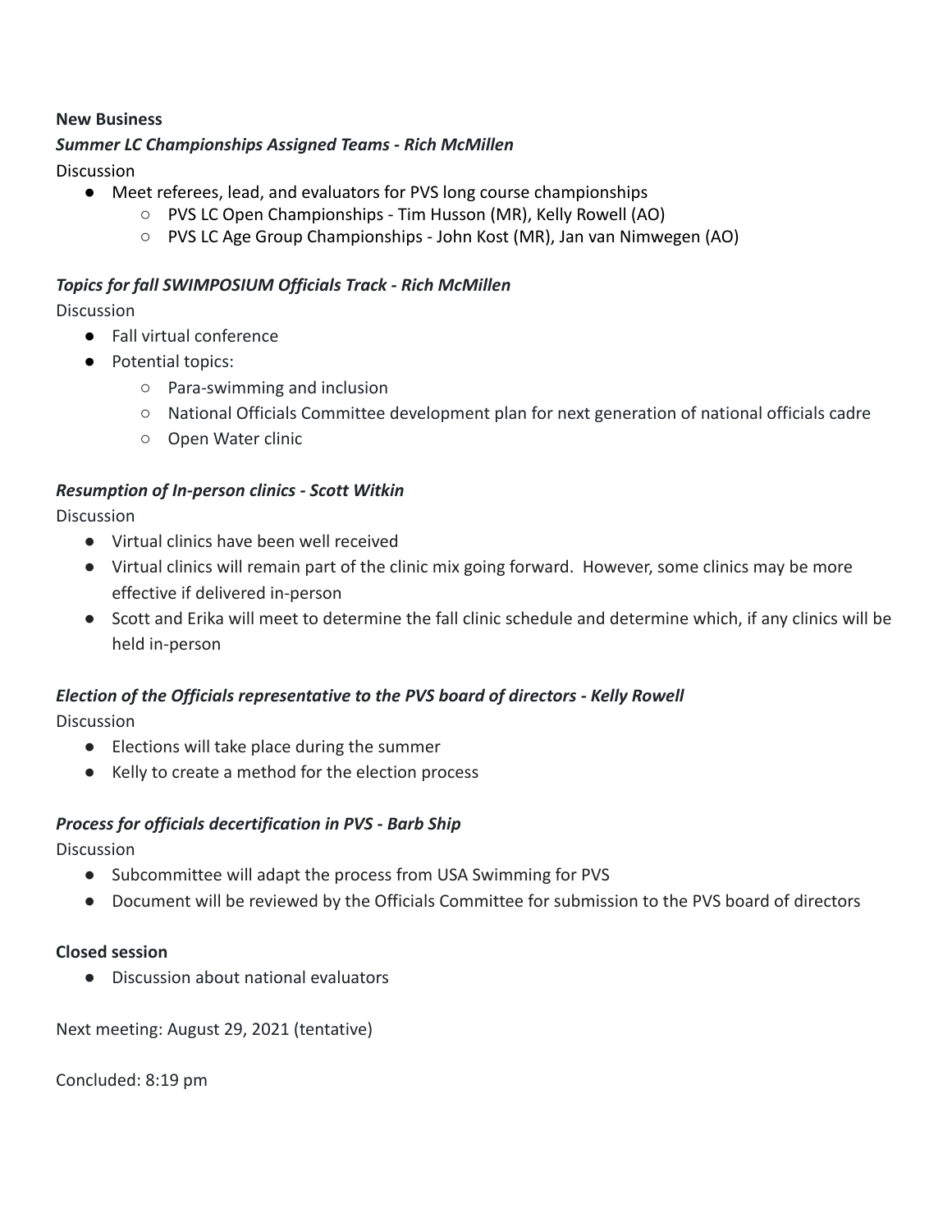**New Business**

***Summer LC Championships Assigned Teams - Rich McMillen***

Discussion

- Meet referees, lead, and evaluators for PVS long course championships
    - PVS LC Open Championships - Tim Husson (MR), Kelly Rowell (AO)
    - PVS LC Age Group Championships - John Kost (MR), Jan van Nimwegen (AO)

***Topics for fall SWIMPOSIUM Officials Track - Rich McMillen***

Discussion

- Fall virtual conference
- Potential topics:
    - Para-swimming and inclusion
    - National Officials Committee development plan for next generation of national officials cadre
    - Open Water clinic

***Resumption of In-person clinics - Scott Witkin***

Discussion

- Virtual clinics have been well received
- Virtual clinics will remain part of the clinic mix going forward.  However, some clinics may be more effective if delivered in-person
- Scott and Erika will meet to determine the fall clinic schedule and determine which, if any clinics will be held in-person

***Election of the Officials representative to the PVS board of directors - Kelly Rowell***

Discussion

- Elections will take place during the summer
- Kelly to create a method for the election process

***Process for officials decertification in PVS - Barb Ship***

Discussion

- Subcommittee will adapt the process from USA Swimming for PVS
- Document will be reviewed by the Officials Committee for submission to the PVS board of directors

**Closed session**

- Discussion about national evaluators

Next meeting: August 29, 2021 (tentative)

Concluded: 8:19 pm